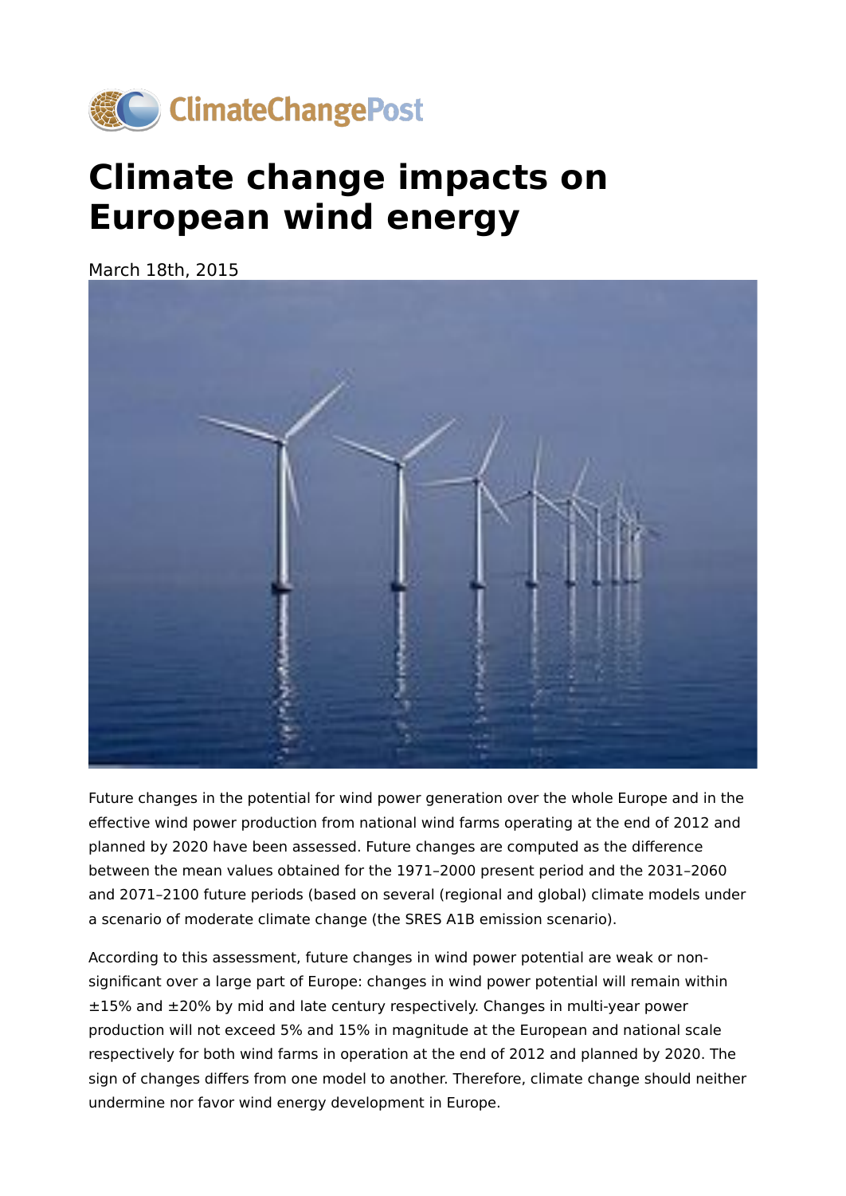ClimateChangePost

# Climate change impacts on European wind energy

March 18th, 2015

Future changes in the potential for wind power generation over the whole Europe and in the effective wind power production from national wind farms operating at the end of 2012 and planned by 2020 have been assessed. Future changes are computed as the difference between the mean values obtained for the 1971–2000 present period and the 2031–2060 and 2071–2100 future periods (based on several (regional and global) climate models under a scenario of moderate climate change (the SRES A1B emission scenario).

According to this assessment, future changes in wind power potential are weak or non-significant over a large part of Europe: changes in wind power potential will remain within ±15% and ±20% by mid and late century respectively. Changes in multi-year power production will not exceed 5% and 15% in magnitude at the European and national scale respectively for both wind farms in operation at the end of 2012 and planned by 2020. The sign of changes differs from one model to another. Therefore, climate change should neither undermine nor favor wind energy development in Europe.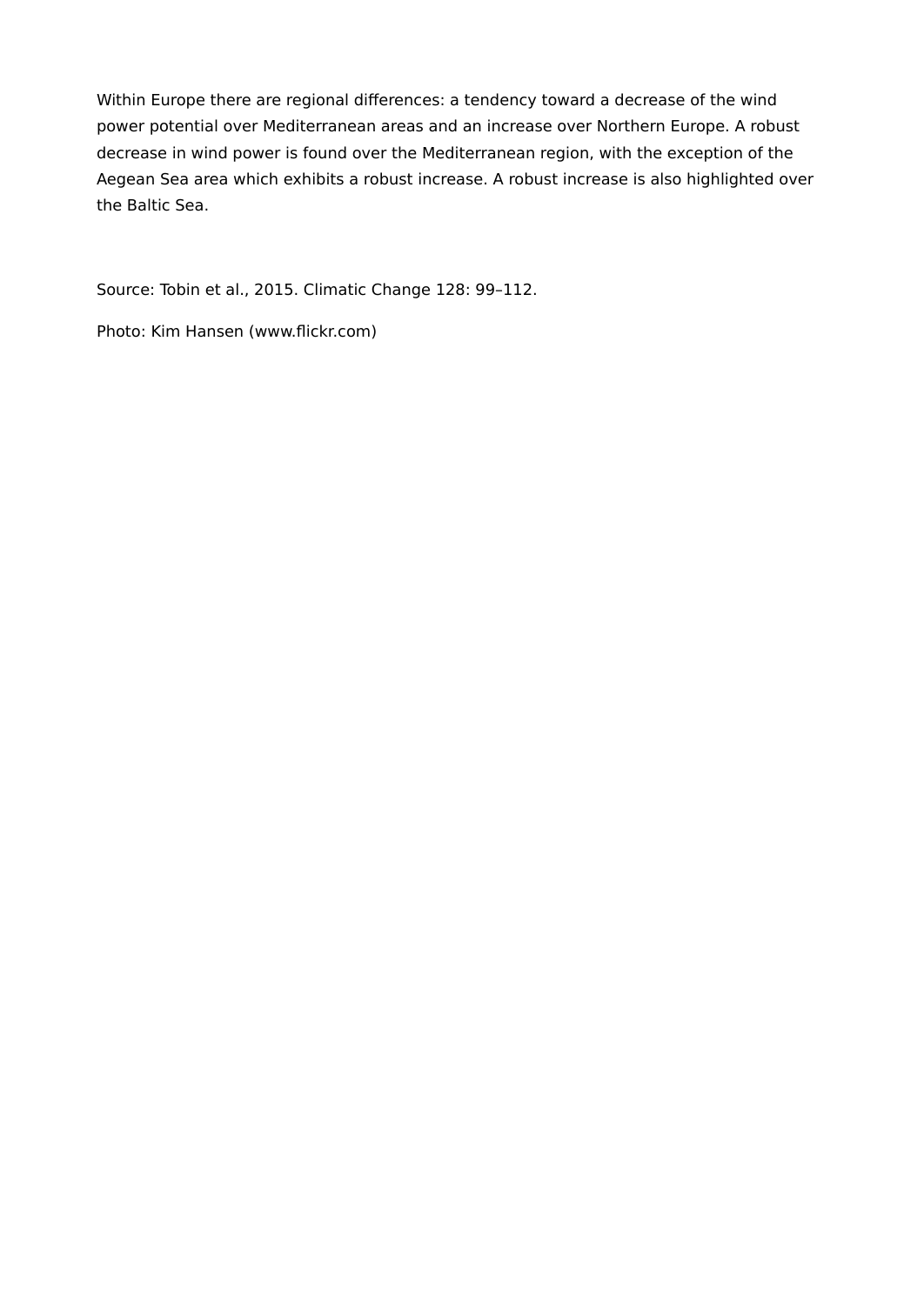Within Europe there are regional differences: a tendency toward a decrease of the wind power potential over Mediterranean areas and an increase over Northern Europe. A robust decrease in wind power is found over the Mediterranean region, with the exception of the Aegean Sea area which exhibits a robust increase. A robust increase is also highlighted over the Baltic Sea.

Source: Tobin et al., 2015. Climatic Change 128: 99–112.

Photo: Kim Hansen (www.flickr.com)